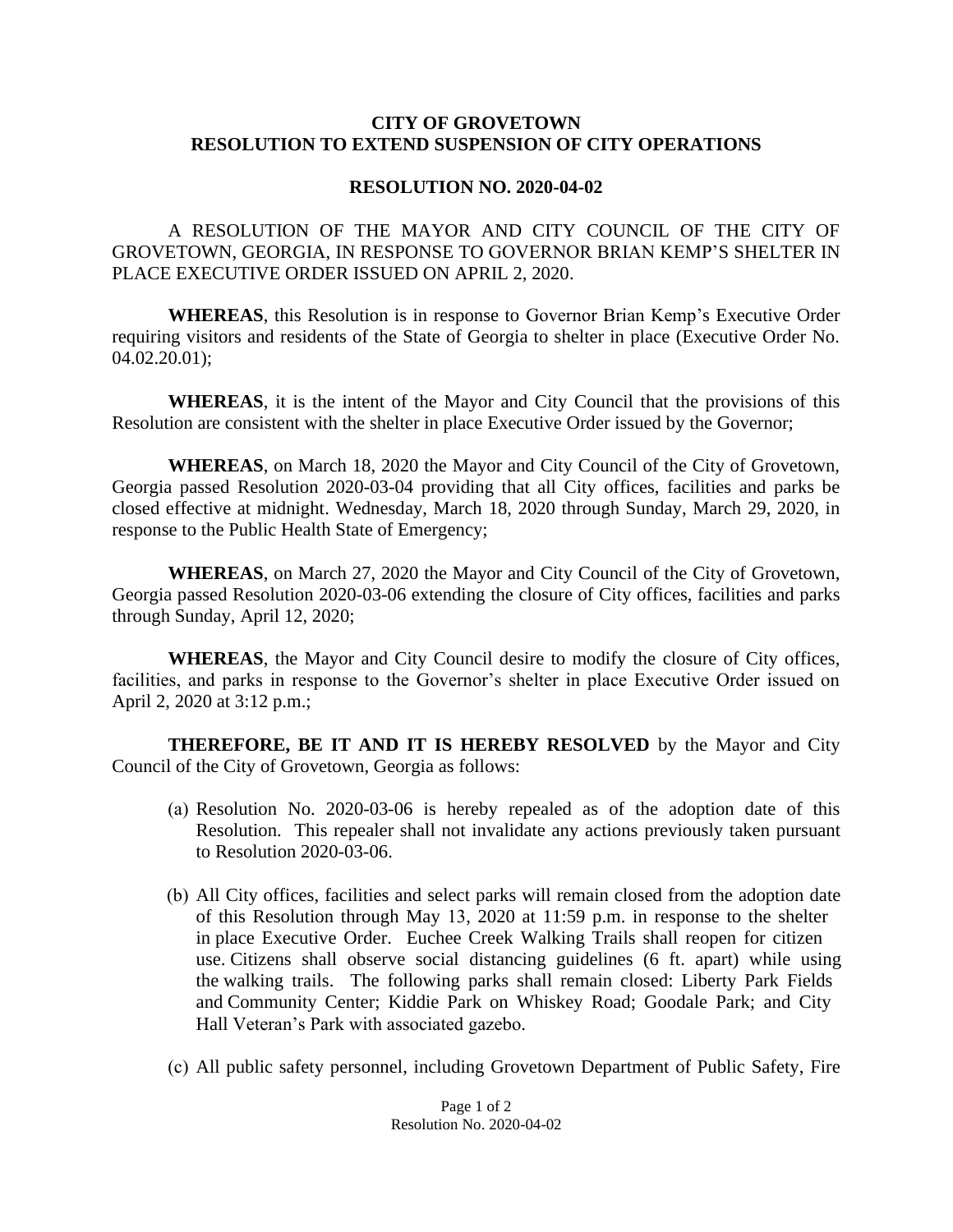**CITY OF GROVETOWN**
**RESOLUTION TO EXTEND SUSPENSION OF CITY OPERATIONS**

**RESOLUTION NO. 2020-04-02**

A RESOLUTION OF THE MAYOR AND CITY COUNCIL OF THE CITY OF GROVETOWN, GEORGIA, IN RESPONSE TO GOVERNOR BRIAN KEMP'S SHELTER IN PLACE EXECUTIVE ORDER ISSUED ON APRIL 2, 2020.

**WHEREAS**, this Resolution is in response to Governor Brian Kemp's Executive Order requiring visitors and residents of the State of Georgia to shelter in place (Executive Order No. 04.02.20.01);

**WHEREAS**, it is the intent of the Mayor and City Council that the provisions of this Resolution are consistent with the shelter in place Executive Order issued by the Governor;

**WHEREAS**, on March 18, 2020 the Mayor and City Council of the City of Grovetown, Georgia passed Resolution 2020-03-04 providing that all City offices, facilities and parks be closed effective at midnight. Wednesday, March 18, 2020 through Sunday, March 29, 2020, in response to the Public Health State of Emergency;

**WHEREAS**, on March 27, 2020 the Mayor and City Council of the City of Grovetown, Georgia passed Resolution 2020-03-06 extending the closure of City offices, facilities and parks through Sunday, April 12, 2020;

**WHEREAS**, the Mayor and City Council desire to modify the closure of City offices, facilities, and parks in response to the Governor's shelter in place Executive Order issued on April 2, 2020 at 3:12 p.m.;

**THEREFORE, BE IT AND IT IS HEREBY RESOLVED** by the Mayor and City Council of the City of Grovetown, Georgia as follows:

(a) Resolution No. 2020-03-06 is hereby repealed as of the adoption date of this Resolution. This repealer shall not invalidate any actions previously taken pursuant to Resolution 2020-03-06.

(b) All City offices, facilities and select parks will remain closed from the adoption date of this Resolution through May 13, 2020 at 11:59 p.m. in response to the shelter in place Executive Order. Euchee Creek Walking Trails shall reopen for citizen use. Citizens shall observe social distancing guidelines (6 ft. apart) while using the walking trails. The following parks shall remain closed: Liberty Park Fields and Community Center; Kiddie Park on Whiskey Road; Goodale Park; and City Hall Veteran's Park with associated gazebo.

(c) All public safety personnel, including Grovetown Department of Public Safety, Fire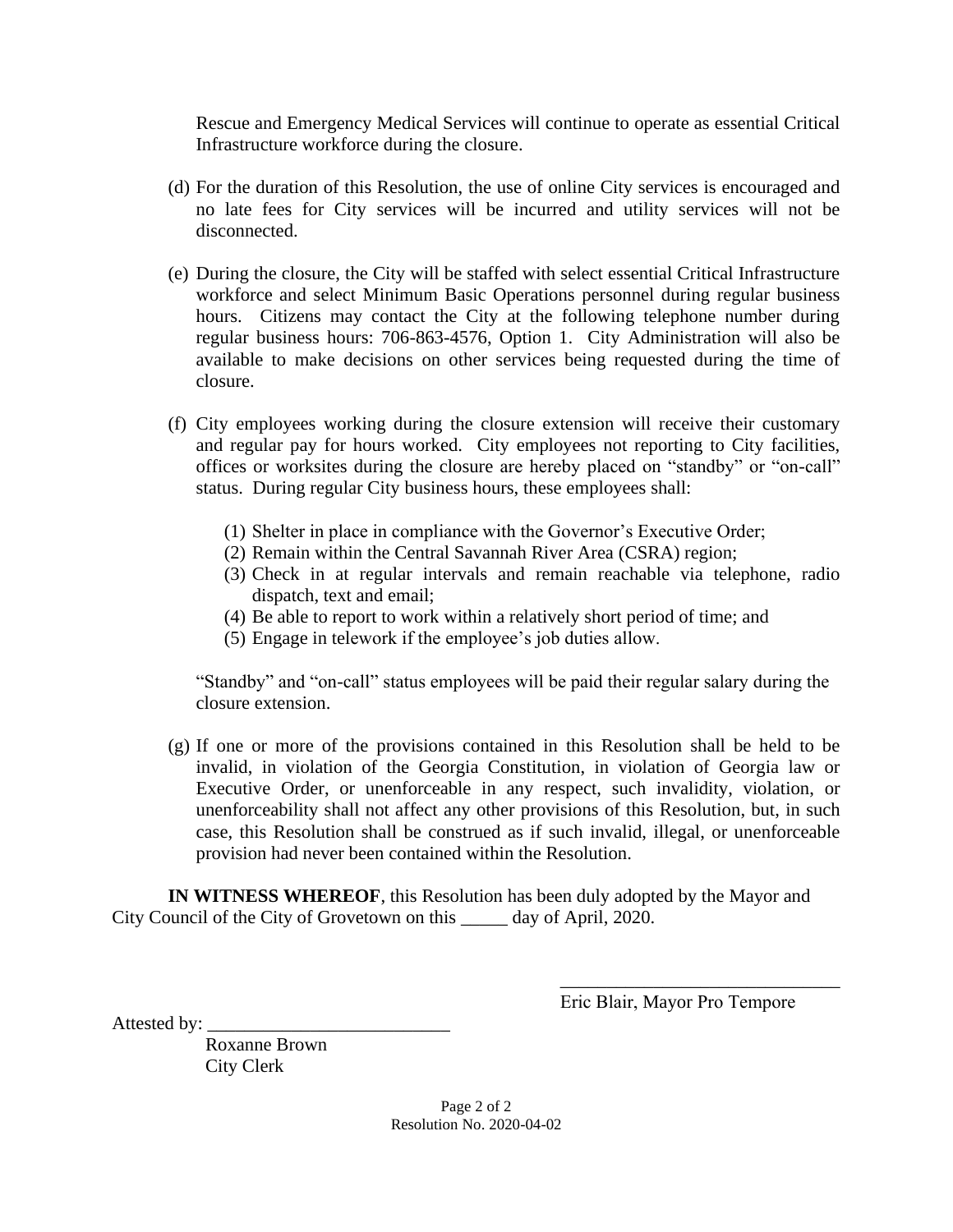Rescue and Emergency Medical Services will continue to operate as essential Critical Infrastructure workforce during the closure.

(d) For the duration of this Resolution, the use of online City services is encouraged and no late fees for City services will be incurred and utility services will not be disconnected.

(e) During the closure, the City will be staffed with select essential Critical Infrastructure workforce and select Minimum Basic Operations personnel during regular business hours. Citizens may contact the City at the following telephone number during regular business hours: 706-863-4576, Option 1. City Administration will also be available to make decisions on other services being requested during the time of closure.

(f) City employees working during the closure extension will receive their customary and regular pay for hours worked. City employees not reporting to City facilities, offices or worksites during the closure are hereby placed on "standby" or "on-call" status. During regular City business hours, these employees shall:

   (1) Shelter in place in compliance with the Governor's Executive Order;
   (2) Remain within the Central Savannah River Area (CSRA) region;
   (3) Check in at regular intervals and remain reachable via telephone, radio dispatch, text and email;
   (4) Be able to report to work within a relatively short period of time; and
   (5) Engage in telework if the employee's job duties allow.

   "Standby" and "on-call" status employees will be paid their regular salary during the closure extension.

(g) If one or more of the provisions contained in this Resolution shall be held to be invalid, in violation of the Georgia Constitution, in violation of Georgia law or Executive Order, or unenforceable in any respect, such invalidity, violation, or unenforceability shall not affect any other provisions of this Resolution, but, in such case, this Resolution shall be construed as if such invalid, illegal, or unenforceable provision had never been contained within the Resolution.

**IN WITNESS WHEREOF**, this Resolution has been duly adopted by the Mayor and City Council of the City of Grovetown on this _____ day of April, 2020.

______________________________
Eric Blair, Mayor Pro Tempore

Attested by: __________________________
Roxanne Brown
City Clerk

Resolution No. 2020-04-02